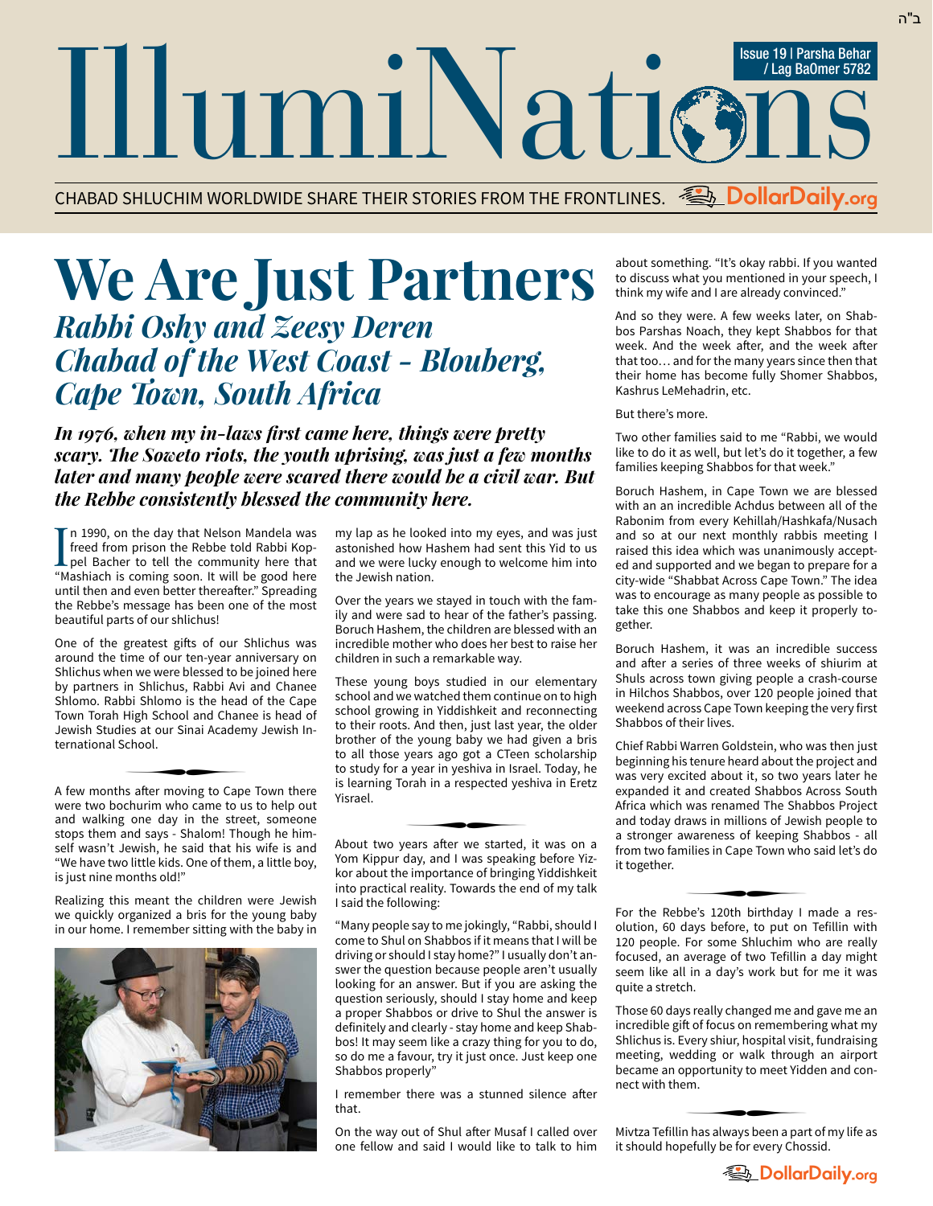ב"ה

# IllumiNations

Issue 19 | Parsha Behar / Lag BaOmer 5782

CHABAD SHLUCHIM WORLDWIDE SHARE THEIR STORIES FROM THE FRONTLINES. DollarDaily.org

# We Are Just Partners

## *Rabbi Oshy and Zeesy Deren*
## *Chabad of the West Coast - Blouberg, Cape Town, South Africa*

***In 1976, when my in-laws first came here, things were pretty scary. The Soweto riots, the youth uprising, was just a few months later and many people were scared there would be a civil war. But the Rebbe consistently blessed the community here.***

In 1990, on the day that Nelson Mandela was freed from prison the Rebbe told Rabbi Koppel Bacher to tell the community here that "Mashiach is coming soon. It will be good here until then and even better thereafter." Spreading the Rebbe's message has been one of the most beautiful parts of our shlichus!

One of the greatest gifts of our Shlichus was around the time of our ten-year anniversary on Shlichus when we were blessed to be joined here by partners in Shlichus, Rabbi Avi and Chanee Shlomo. Rabbi Shlomo is the head of the Cape Town Torah High School and Chanee is head of Jewish Studies at our Sinai Academy Jewish International School.

A few months after moving to Cape Town there were two bochurim who came to us to help out and walking one day in the street, someone stops them and says - Shalom! Though he himself wasn't Jewish, he said that his wife is and "We have two little kids. One of them, a little boy, is just nine months old!"

Realizing this meant the children were Jewish we quickly organized a bris for the young baby in our home. I remember sitting with the baby in my lap as he looked into my eyes, and was just astonished how Hashem had sent this Yid to us and we were lucky enough to welcome him into the Jewish nation.

Over the years we stayed in touch with the family and were sad to hear of the father's passing. Boruch Hashem, the children are blessed with an incredible mother who does her best to raise her children in such a remarkable way.

These young boys studied in our elementary school and we watched them continue on to high school growing in Yiddishkeit and reconnecting to their roots. And then, just last year, the older brother of the young baby we had given a bris to all those years ago got a CTeen scholarship to study for a year in yeshiva in Israel. Today, he is learning Torah in a respected yeshiva in Eretz Yisrael.

About two years after we started, it was on a Yom Kippur day, and I was speaking before Yizkor about the importance of bringing Yiddishkeit into practical reality. Towards the end of my talk I said the following:

"Many people say to me jokingly, "Rabbi, should I come to Shul on Shabbos if it means that I will be driving or should I stay home?" I usually don't answer the question because people aren't usually looking for an answer. But if you are asking the question seriously, should I stay home and keep a proper Shabbos or drive to Shul the answer is definitely and clearly - stay home and keep Shabbos! It may seem like a crazy thing for you to do, so do me a favour, try it just once. Just keep one Shabbos properly"

I remember there was a stunned silence after that.

On the way out of Shul after Musaf I called over one fellow and said I would like to talk to him about something. "It's okay rabbi. If you wanted to discuss what you mentioned in your speech, I think my wife and I are already convinced."

And so they were. A few weeks later, on Shabbos Parshas Noach, they kept Shabbos for that week. And the week after, and the week after that too… and for the many years since then that their home has become fully Shomer Shabbos, Kashrus LeMehadrin, etc.

But there's more.

Two other families said to me "Rabbi, we would like to do it as well, but let's do it together, a few families keeping Shabbos for that week."

Boruch Hashem, in Cape Town we are blessed with an an incredible Achdus between all of the Rabonim from every Kehillah/Hashkafa/Nusach and so at our next monthly rabbis meeting I raised this idea which was unanimously accepted and supported and we began to prepare for a city-wide "Shabbat Across Cape Town." The idea was to encourage as many people as possible to take this one Shabbos and keep it properly together.

Boruch Hashem, it was an incredible success and after a series of three weeks of shiurim at Shuls across town giving people a crash-course in Hilchos Shabbos, over 120 people joined that weekend across Cape Town keeping the very first Shabbos of their lives.

Chief Rabbi Warren Goldstein, who was then just beginning his tenure heard about the project and was very excited about it, so two years later he expanded it and created Shabbos Across South Africa which was renamed The Shabbos Project and today draws in millions of Jewish people to a stronger awareness of keeping Shabbos - all from two families in Cape Town who said let's do it together.

For the Rebbe's 120th birthday I made a resolution, 60 days before, to put on Tefillin with 120 people. For some Shluchim who are really focused, an average of two Tefillin a day might seem like all in a day's work but for me it was quite a stretch.

Those 60 days really changed me and gave me an incredible gift of focus on remembering what my Shlichus is. Every shiur, hospital visit, fundraising meeting, wedding or walk through an airport became an opportunity to meet Yidden and connect with them.

Mivtza Tefillin has always been a part of my life as it should hopefully be for every Chossid.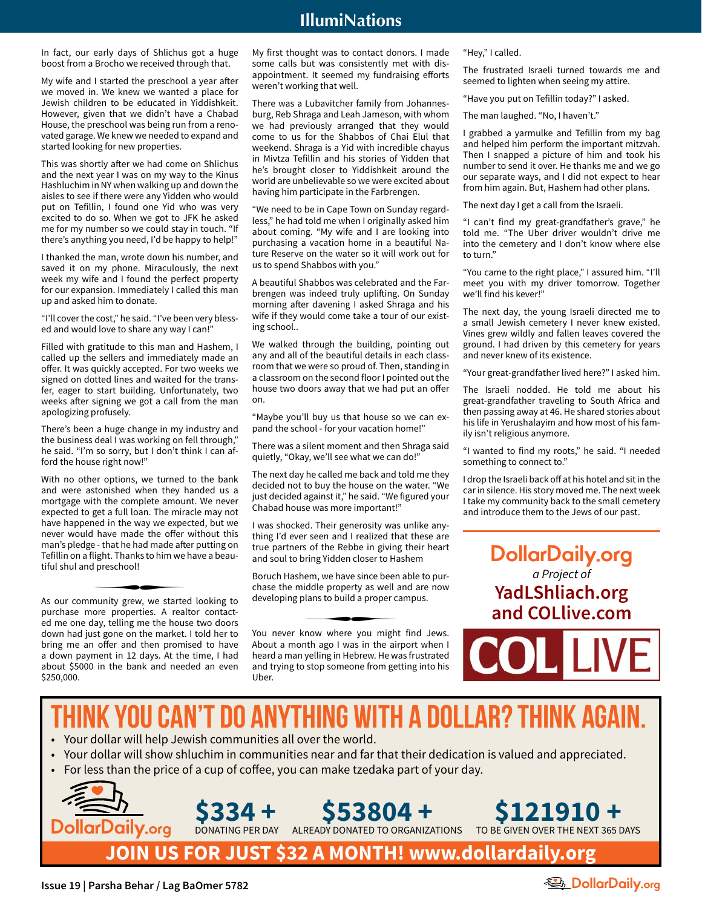In fact, our early days of Shlichus got a huge boost from a Brocho we received through that.

My wife and I started the preschool a year after we moved in. We knew we wanted a place for Jewish children to be educated in Yiddishkeit. However, given that we didn't have a Chabad House, the preschool was being run from a renovated garage. We knew we needed to expand and started looking for new properties.

This was shortly after we had come on Shlichus and the next year I was on my way to the Kinus Hashluchim in NY when walking up and down the aisles to see if there were any Yidden who would put on Tefillin, I found one Yid who was very excited to do so. When we got to JFK he asked me for my number so we could stay in touch. "If there's anything you need, I'd be happy to help!"

I thanked the man, wrote down his number, and saved it on my phone. Miraculously, the next week my wife and I found the perfect property for our expansion. Immediately I called this man up and asked him to donate.

"I'll cover the cost," he said. "I've been very blessed and would love to share any way I can!"

Filled with gratitude to this man and Hashem, I called up the sellers and immediately made an offer. It was quickly accepted. For two weeks we signed on dotted lines and waited for the transfer, eager to start building. Unfortunately, two weeks after signing we got a call from the man apologizing profusely.

There's been a huge change in my industry and the business deal I was working on fell through," he said. "I'm so sorry, but I don't think I can afford the house right now!"

With no other options, we turned to the bank and were astonished when they handed us a mortgage with the complete amount. We never expected to get a full loan. The miracle may not have happened in the way we expected, but we never would have made the offer without this man's pledge - that he had made after putting on Tefillin on a flight. Thanks to him we have a beautiful shul and preschool!

---

As our community grew, we started looking to purchase more properties. A realtor contacted me one day, telling me the house two doors down had just gone on the market. I told her to bring me an offer and then promised to have a down payment in 12 days. At the time, I had about $5000 in the bank and needed an even $250,000.

My first thought was to contact donors. I made some calls but was consistently met with disappointment. It seemed my fundraising efforts weren't working that well.

There was a Lubavitcher family from Johannesburg, Reb Shraga and Leah Jameson, with whom we had previously arranged that they would come to us for the Shabbos of Chai Elul that weekend. Shraga is a Yid with incredible chayus in Mivtza Tefillin and his stories of Yidden that he's brought closer to Yiddishkeit around the world are unbelievable so we were excited about having him participate in the Farbrengen.

"We need to be in Cape Town on Sunday regardless," he had told me when I originally asked him about coming. "My wife and I are looking into purchasing a vacation home in a beautiful Nature Reserve on the water so it will work out for us to spend Shabbos with you."

A beautiful Shabbos was celebrated and the Farbrengen was indeed truly uplifting. On Sunday morning after davening I asked Shraga and his wife if they would come take a tour of our existing school..

We walked through the building, pointing out any and all of the beautiful details in each classroom that we were so proud of. Then, standing in a classroom on the second floor I pointed out the house two doors away that we had put an offer on.

"Maybe you'll buy us that house so we can expand the school - for your vacation home!"

There was a silent moment and then Shraga said quietly, "Okay, we'll see what we can do!"

The next day he called me back and told me they decided not to buy the house on the water. "We just decided against it," he said. "We figured your Chabad house was more important!"

I was shocked. Their generosity was unlike anything I'd ever seen and I realized that these are true partners of the Rebbe in giving their heart and soul to bring Yidden closer to Hashem

Boruch Hashem, we have since been able to purchase the middle property as well and are now developing plans to build a proper campus.

---

You never know where you might find Jews. About a month ago I was in the airport when I heard a man yelling in Hebrew. He was frustrated and trying to stop someone from getting into his Uber.

"Hey," I called.

The frustrated Israeli turned towards me and seemed to lighten when seeing my attire.

"Have you put on Tefillin today?" I asked.

The man laughed. "No, I haven't."

I grabbed a yarmulke and Tefillin from my bag and helped him perform the important mitzvah. Then I snapped a picture of him and took his number to send it over. He thanks me and we go our separate ways, and I did not expect to hear from him again. But, Hashem had other plans.

The next day I get a call from the Israeli.

"I can't find my great-grandfather's grave," he told me. "The Uber driver wouldn't drive me into the cemetery and I don't know where else to turn."

"You came to the right place," I assured him. "I'll meet you with my driver tomorrow. Together we'll find his kever!"

The next day, the young Israeli directed me to a small Jewish cemetery I never knew existed. Vines grew wildly and fallen leaves covered the ground. I had driven by this cemetery for years and never knew of its existence.

"Your great-grandfather lived here?" I asked him.

The Israeli nodded. He told me about his great-grandfather traveling to South Africa and then passing away at 46. He shared stories about his life in Yerushalayim and how most of his family isn't religious anymore.

"I wanted to find my roots," he said. "I needed something to connect to."

I drop the Israeli back off at his hotel and sit in the car in silence. His story moved me. The next week I take my community back to the small cemetery and introduce them to the Jews of our past.

---

**DollarDaily.org**
*a Project of*
**YadLShliach.org and COLlive.com**

COL LIVE

# THINK YOU CAN'T DO ANYTHING WITH A DOLLAR? THINK AGAIN.

- Your dollar will help Jewish communities all over the world.
- Your dollar will show shluchim in communities near and far that their dedication is valued and appreciated.
- For less than the price of a cup of coffee, you can make tzedaka part of your day.

DollarDaily.org

**$334 +** DONATING PER DAY

**$53804 +** ALREADY DONATED TO ORGANIZATIONS

**$121910 +** TO BE GIVEN OVER THE NEXT 365 DAYS

**JOIN US FOR JUST $32 A MONTH! www.dollardaily.org**